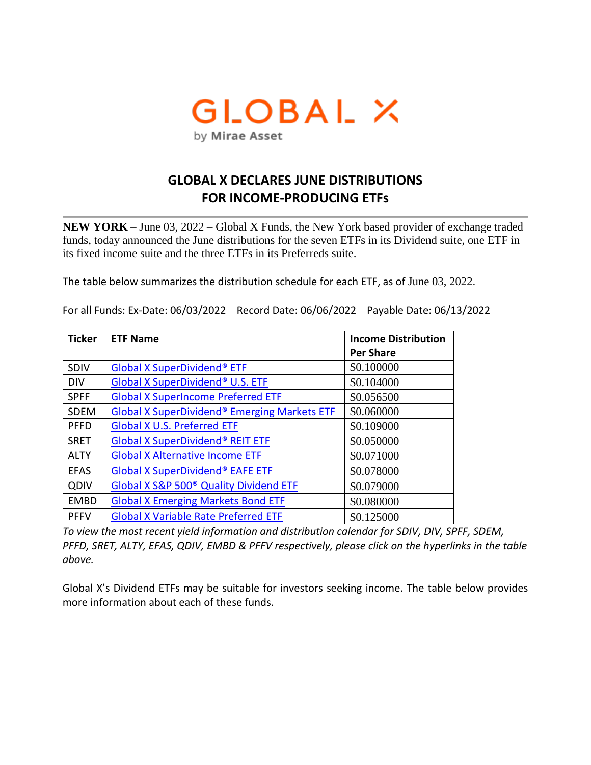GLOBAL X

by Mirae Asset

# GLOBAL X DECLARES JUNE DISTRIBUTIONS FOR INCOME-PRODUCING ETFs

**NEW YORK** – June 03, 2022 – Global X Funds, the New York based provider of exchange traded funds, today announced the June distributions for the seven ETFs in its Dividend suite, one ETF in its fixed income suite and the three ETFs in its Preferreds suite.

The table below summarizes the distribution schedule for each ETF, as of June 03, 2022.

For all Funds: Ex-Date: 06/03/2022    Record Date: 06/06/2022    Payable Date: 06/13/2022

| Ticker | ETF Name | Income Distribution Per Share |
|---|---|---|
| SDIV | Global X SuperDividend® ETF | $0.100000 |
| DIV | Global X SuperDividend® U.S. ETF | $0.104000 |
| SPFF | Global X SuperIncome Preferred ETF | $0.056500 |
| SDEM | Global X SuperDividend® Emerging Markets ETF | $0.060000 |
| PFFD | Global X U.S. Preferred ETF | $0.109000 |
| SRET | Global X SuperDividend® REIT ETF | $0.050000 |
| ALTY | Global X Alternative Income ETF | $0.071000 |
| EFAS | Global X SuperDividend® EAFE ETF | $0.078000 |
| QDIV | Global X S&P 500® Quality Dividend ETF | $0.079000 |
| EMBD | Global X Emerging Markets Bond ETF | $0.080000 |
| PFFV | Global X Variable Rate Preferred ETF | $0.125000 |

*To view the most recent yield information and distribution calendar for SDIV, DIV, SPFF, SDEM, PFFD, SRET, ALTY, EFAS, QDIV, EMBD & PFFV respectively, please click on the hyperlinks in the table above.*

Global X's Dividend ETFs may be suitable for investors seeking income. The table below provides more information about each of these funds.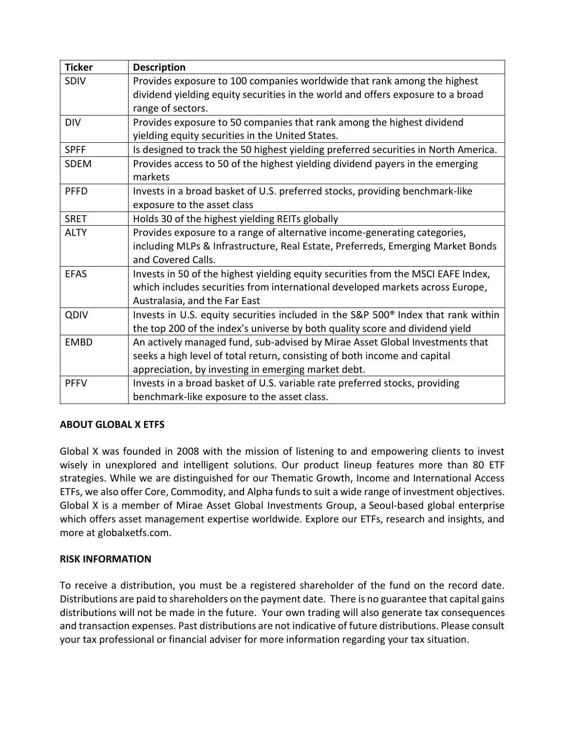| Ticker | Description |
|---|---|
| SDIV | Provides exposure to 100 companies worldwide that rank among the highest dividend yielding equity securities in the world and offers exposure to a broad range of sectors. |
| DIV | Provides exposure to 50 companies that rank among the highest dividend yielding equity securities in the United States. |
| SPFF | Is designed to track the 50 highest yielding preferred securities in North America. |
| SDEM | Provides access to 50 of the highest yielding dividend payers in the emerging markets |
| PFFD | Invests in a broad basket of U.S. preferred stocks, providing benchmark-like exposure to the asset class |
| SRET | Holds 30 of the highest yielding REITs globally |
| ALTY | Provides exposure to a range of alternative income-generating categories, including MLPs & Infrastructure, Real Estate, Preferreds, Emerging Market Bonds and Covered Calls. |
| EFAS | Invests in 50 of the highest yielding equity securities from the MSCI EAFE Index, which includes securities from international developed markets across Europe, Australasia, and the Far East |
| QDIV | Invests in U.S. equity securities included in the S&P 500® Index that rank within the top 200 of the index's universe by both quality score and dividend yield |
| EMBD | An actively managed fund, sub-advised by Mirae Asset Global Investments that seeks a high level of total return, consisting of both income and capital appreciation, by investing in emerging market debt. |
| PFFV | Invests in a broad basket of U.S. variable rate preferred stocks, providing benchmark-like exposure to the asset class. |

**ABOUT GLOBAL X ETFS**

Global X was founded in 2008 with the mission of listening to and empowering clients to invest wisely in unexplored and intelligent solutions. Our product lineup features more than 80 ETF strategies. While we are distinguished for our Thematic Growth, Income and International Access ETFs, we also offer Core, Commodity, and Alpha funds to suit a wide range of investment objectives. Global X is a member of Mirae Asset Global Investments Group, a Seoul-based global enterprise which offers asset management expertise worldwide. Explore our ETFs, research and insights, and more at globalxetfs.com.

**RISK INFORMATION**

To receive a distribution, you must be a registered shareholder of the fund on the record date. Distributions are paid to shareholders on the payment date. There is no guarantee that capital gains distributions will not be made in the future. Your own trading will also generate tax consequences and transaction expenses. Past distributions are not indicative of future distributions. Please consult your tax professional or financial adviser for more information regarding your tax situation.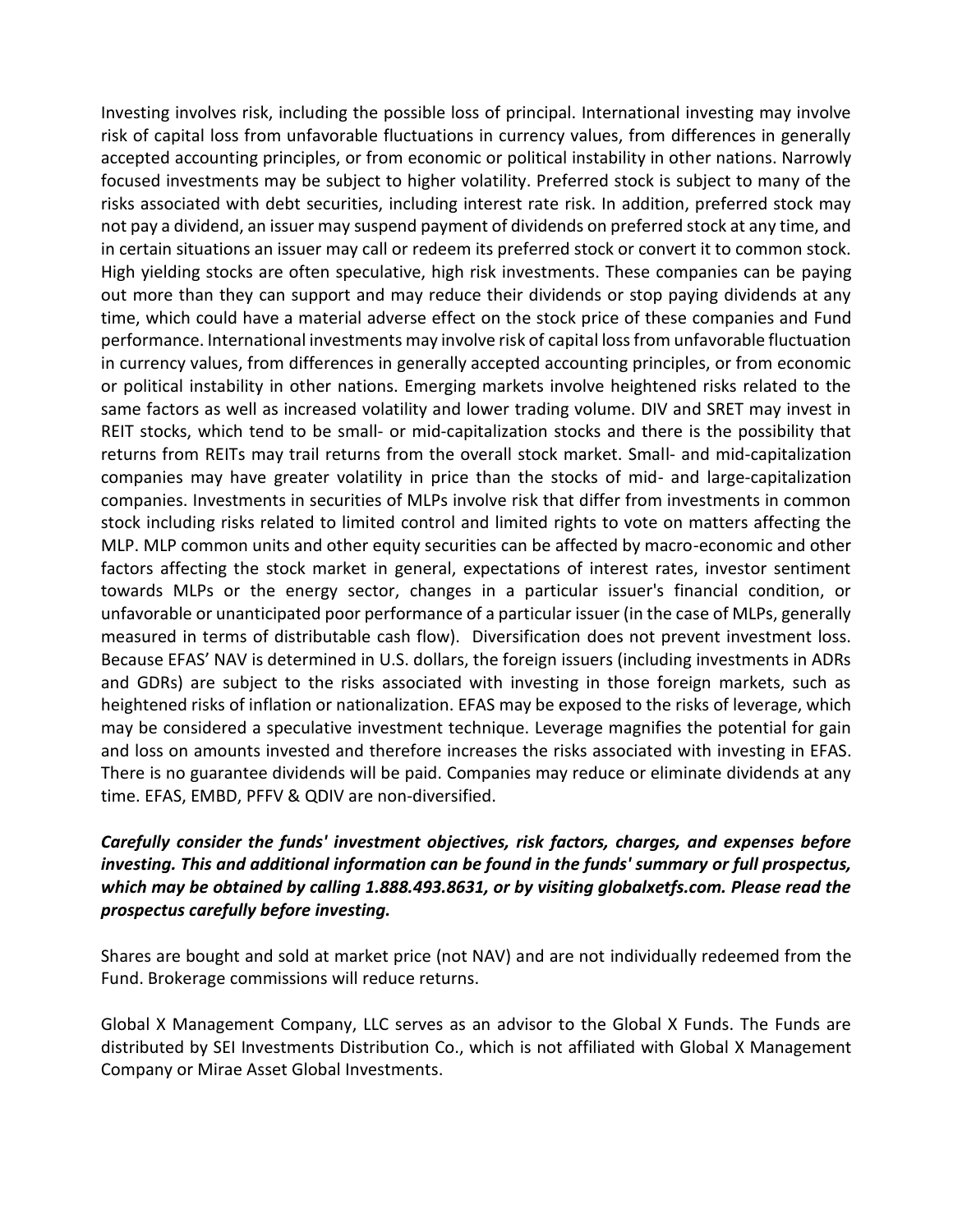Investing involves risk, including the possible loss of principal. International investing may involve risk of capital loss from unfavorable fluctuations in currency values, from differences in generally accepted accounting principles, or from economic or political instability in other nations. Narrowly focused investments may be subject to higher volatility. Preferred stock is subject to many of the risks associated with debt securities, including interest rate risk. In addition, preferred stock may not pay a dividend, an issuer may suspend payment of dividends on preferred stock at any time, and in certain situations an issuer may call or redeem its preferred stock or convert it to common stock. High yielding stocks are often speculative, high risk investments. These companies can be paying out more than they can support and may reduce their dividends or stop paying dividends at any time, which could have a material adverse effect on the stock price of these companies and Fund performance. International investments may involve risk of capital loss from unfavorable fluctuation in currency values, from differences in generally accepted accounting principles, or from economic or political instability in other nations. Emerging markets involve heightened risks related to the same factors as well as increased volatility and lower trading volume. DIV and SRET may invest in REIT stocks, which tend to be small- or mid-capitalization stocks and there is the possibility that returns from REITs may trail returns from the overall stock market. Small- and mid-capitalization companies may have greater volatility in price than the stocks of mid- and large-capitalization companies. Investments in securities of MLPs involve risk that differ from investments in common stock including risks related to limited control and limited rights to vote on matters affecting the MLP. MLP common units and other equity securities can be affected by macro-economic and other factors affecting the stock market in general, expectations of interest rates, investor sentiment towards MLPs or the energy sector, changes in a particular issuer's financial condition, or unfavorable or unanticipated poor performance of a particular issuer (in the case of MLPs, generally measured in terms of distributable cash flow). Diversification does not prevent investment loss. Because EFAS' NAV is determined in U.S. dollars, the foreign issuers (including investments in ADRs and GDRs) are subject to the risks associated with investing in those foreign markets, such as heightened risks of inflation or nationalization. EFAS may be exposed to the risks of leverage, which may be considered a speculative investment technique. Leverage magnifies the potential for gain and loss on amounts invested and therefore increases the risks associated with investing in EFAS. There is no guarantee dividends will be paid. Companies may reduce or eliminate dividends at any time. EFAS, EMBD, PFFV & QDIV are non-diversified.

***Carefully consider the funds' investment objectives, risk factors, charges, and expenses before investing. This and additional information can be found in the funds' summary or full prospectus, which may be obtained by calling 1.888.493.8631, or by visiting globalxetfs.com. Please read the prospectus carefully before investing.***

Shares are bought and sold at market price (not NAV) and are not individually redeemed from the Fund. Brokerage commissions will reduce returns.

Global X Management Company, LLC serves as an advisor to the Global X Funds. The Funds are distributed by SEI Investments Distribution Co., which is not affiliated with Global X Management Company or Mirae Asset Global Investments.